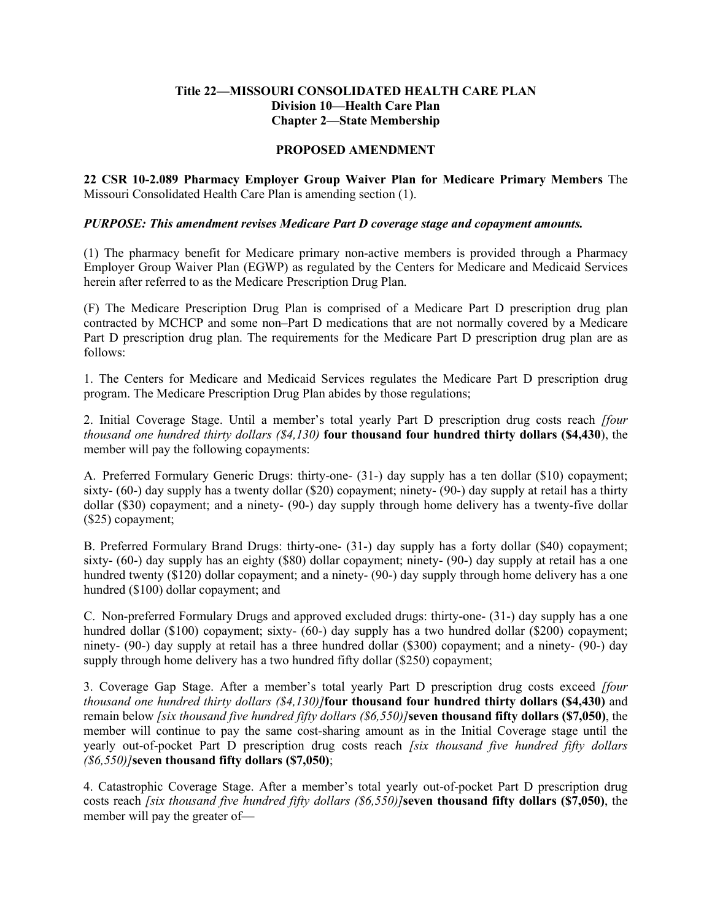**Title 22—MISSOURI CONSOLIDATED HEALTH CARE PLAN**
**Division 10—Health Care Plan**
**Chapter 2—State Membership**

**PROPOSED AMENDMENT**

**22 CSR 10-2.089 Pharmacy Employer Group Waiver Plan for Medicare Primary Members** The Missouri Consolidated Health Care Plan is amending section (1).

***PURPOSE: This amendment revises Medicare Part D coverage stage and copayment amounts.***

(1) The pharmacy benefit for Medicare primary non-active members is provided through a Pharmacy Employer Group Waiver Plan (EGWP) as regulated by the Centers for Medicare and Medicaid Services herein after referred to as the Medicare Prescription Drug Plan.

(F) The Medicare Prescription Drug Plan is comprised of a Medicare Part D prescription drug plan contracted by MCHCP and some non–Part D medications that are not normally covered by a Medicare Part D prescription drug plan. The requirements for the Medicare Part D prescription drug plan are as follows:

1. The Centers for Medicare and Medicaid Services regulates the Medicare Part D prescription drug program. The Medicare Prescription Drug Plan abides by those regulations;

2. Initial Coverage Stage. Until a member's total yearly Part D prescription drug costs reach *[four thousand one hundred thirty dollars ($4,130)* **four thousand four hundred thirty dollars ($4,430**), the member will pay the following copayments:

A. Preferred Formulary Generic Drugs: thirty-one- (31-) day supply has a ten dollar ($10) copayment; sixty- (60-) day supply has a twenty dollar ($20) copayment; ninety- (90-) day supply at retail has a thirty dollar ($30) copayment; and a ninety- (90-) day supply through home delivery has a twenty-five dollar ($25) copayment;

B. Preferred Formulary Brand Drugs: thirty-one- (31-) day supply has a forty dollar ($40) copayment; sixty- (60-) day supply has an eighty ($80) dollar copayment; ninety- (90-) day supply at retail has a one hundred twenty ($120) dollar copayment; and a ninety- (90-) day supply through home delivery has a one hundred ($100) dollar copayment; and

C. Non-preferred Formulary Drugs and approved excluded drugs: thirty-one- (31-) day supply has a one hundred dollar ($100) copayment; sixty- (60-) day supply has a two hundred dollar ($200) copayment; ninety- (90-) day supply at retail has a three hundred dollar ($300) copayment; and a ninety- (90-) day supply through home delivery has a two hundred fifty dollar ($250) copayment;

3. Coverage Gap Stage. After a member's total yearly Part D prescription drug costs exceed *[four thousand one hundred thirty dollars ($4,130)]***four thousand four hundred thirty dollars ($4,430)** and remain below *[six thousand five hundred fifty dollars ($6,550)]***seven thousand fifty dollars ($7,050)**, the member will continue to pay the same cost-sharing amount as in the Initial Coverage stage until the yearly out-of-pocket Part D prescription drug costs reach *[six thousand five hundred fifty dollars ($6,550)]***seven thousand fifty dollars ($7,050)**;

4. Catastrophic Coverage Stage. After a member's total yearly out-of-pocket Part D prescription drug costs reach *[six thousand five hundred fifty dollars ($6,550)]***seven thousand fifty dollars ($7,050)**, the member will pay the greater of—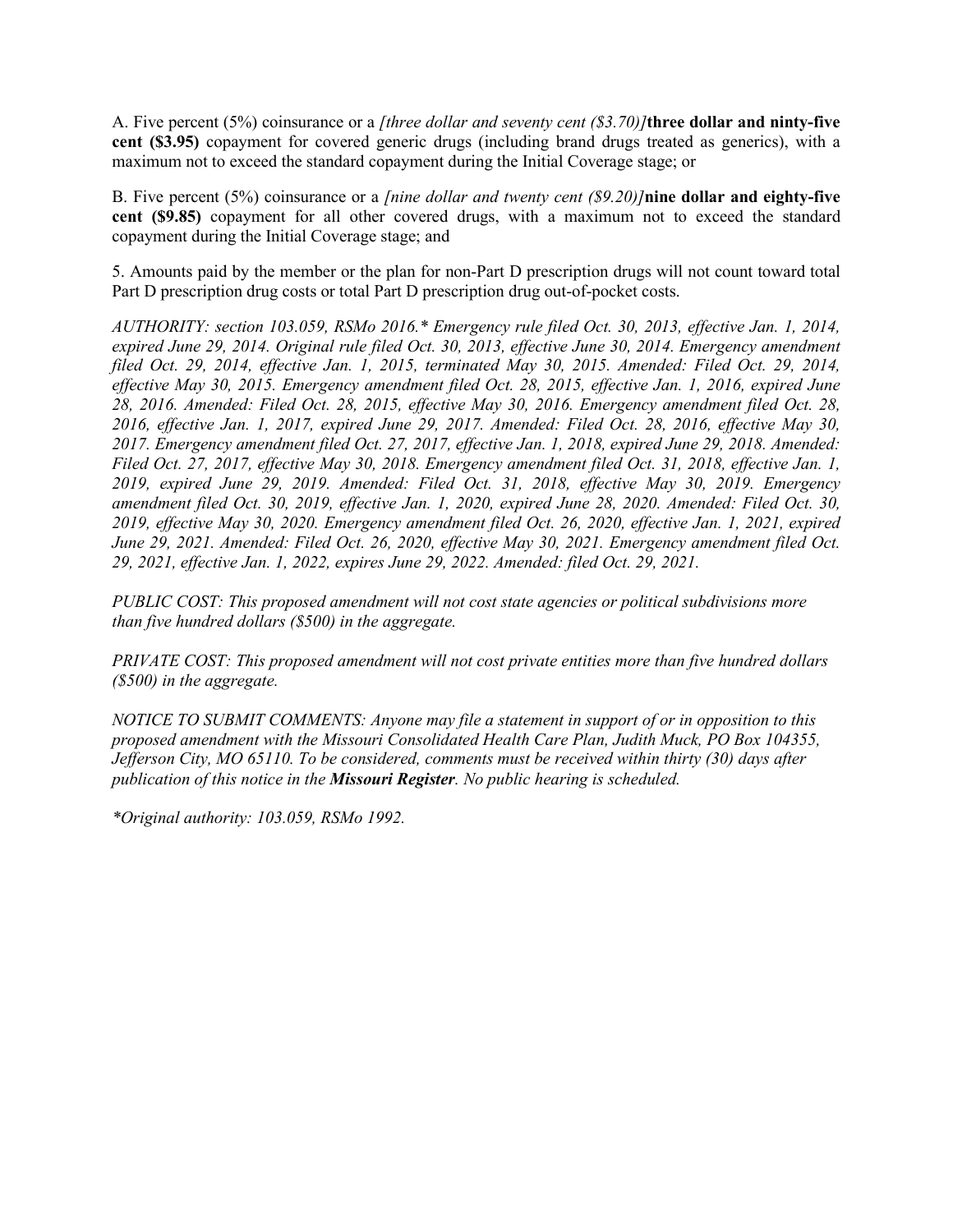A. Five percent (5%) coinsurance or a *[three dollar and seventy cent ($3.70)]***three dollar and ninty-five cent ($3.95)** copayment for covered generic drugs (including brand drugs treated as generics), with a maximum not to exceed the standard copayment during the Initial Coverage stage; or

B. Five percent (5%) coinsurance or a *[nine dollar and twenty cent ($9.20)]***nine dollar and eighty-five cent ($9.85)** copayment for all other covered drugs, with a maximum not to exceed the standard copayment during the Initial Coverage stage; and

5. Amounts paid by the member or the plan for non-Part D prescription drugs will not count toward total Part D prescription drug costs or total Part D prescription drug out-of-pocket costs.

*AUTHORITY: section 103.059, RSMo 2016.* Emergency rule filed Oct. 30, 2013, effective Jan. 1, 2014, expired June 29, 2014. Original rule filed Oct. 30, 2013, effective June 30, 2014. Emergency amendment filed Oct. 29, 2014, effective Jan. 1, 2015, terminated May 30, 2015. Amended: Filed Oct. 29, 2014, effective May 30, 2015. Emergency amendment filed Oct. 28, 2015, effective Jan. 1, 2016, expired June 28, 2016. Amended: Filed Oct. 28, 2015, effective May 30, 2016. Emergency amendment filed Oct. 28, 2016, effective Jan. 1, 2017, expired June 29, 2017. Amended: Filed Oct. 28, 2016, effective May 30, 2017. Emergency amendment filed Oct. 27, 2017, effective Jan. 1, 2018, expired June 29, 2018. Amended: Filed Oct. 27, 2017, effective May 30, 2018. Emergency amendment filed Oct. 31, 2018, effective Jan. 1, 2019, expired June 29, 2019. Amended: Filed Oct. 31, 2018, effective May 30, 2019. Emergency amendment filed Oct. 30, 2019, effective Jan. 1, 2020, expired June 28, 2020. Amended: Filed Oct. 30, 2019, effective May 30, 2020. Emergency amendment filed Oct. 26, 2020, effective Jan. 1, 2021, expired June 29, 2021. Amended: Filed Oct. 26, 2020, effective May 30, 2021. Emergency amendment filed Oct. 29, 2021, effective Jan. 1, 2022, expires June 29, 2022. Amended: filed Oct. 29, 2021.*

*PUBLIC COST: This proposed amendment will not cost state agencies or political subdivisions more than five hundred dollars ($500) in the aggregate.*

*PRIVATE COST: This proposed amendment will not cost private entities more than five hundred dollars ($500) in the aggregate.*

*NOTICE TO SUBMIT COMMENTS: Anyone may file a statement in support of or in opposition to this proposed amendment with the Missouri Consolidated Health Care Plan, Judith Muck, PO Box 104355, Jefferson City, MO 65110. To be considered, comments must be received within thirty (30) days after publication of this notice in the* ***Missouri Register****. No public hearing is scheduled.*

*\*Original authority: 103.059, RSMo 1992.*